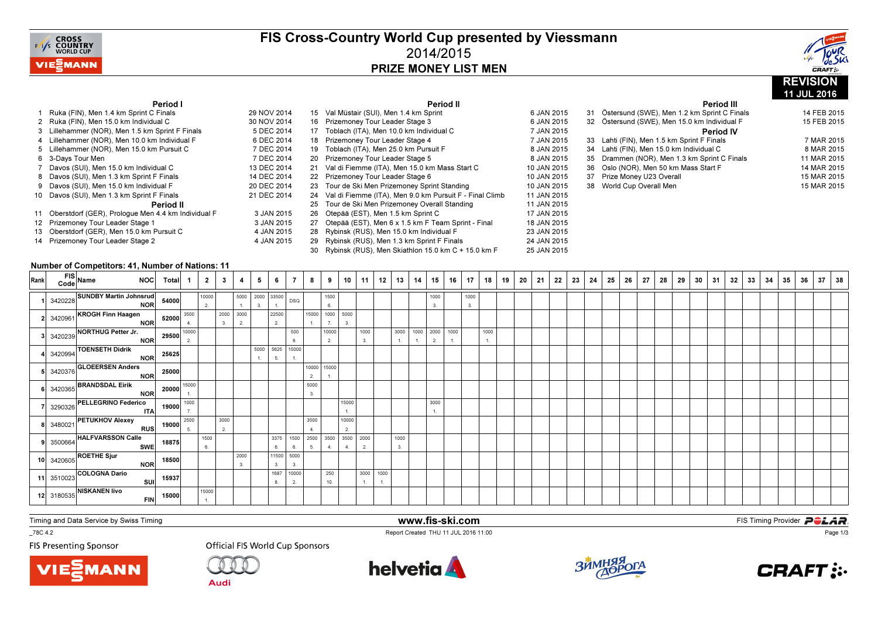# FIS Cross-Country World Cup presented by Viessmann

## 2014/2015

## PRIZE MONEY LIST MEN

**REVISION 11 JUL 2016**

### Period I

| | Event | Date |
|---|---|---|
| 1 | Ruka (FIN), Men 1.4 km Sprint C Finals | 29 NOV 2014 |
| 2 | Ruka (FIN), Men 15.0 km Individual C | 30 NOV 2014 |
| 3 | Lillehammer (NOR), Men 1.5 km Sprint F Finals | 5 DEC 2014 |
| 4 | Lillehammer (NOR), Men 10.0 km Individual F | 6 DEC 2014 |
| 5 | Lillehammer (NOR), Men 15.0 km Pursuit C | 7 DEC 2014 |
| 6 | 3-Days Tour Men | 7 DEC 2014 |
| 7 | Davos (SUI), Men 15.0 km Individual C | 13 DEC 2014 |
| 8 | Davos (SUI), Men 1.3 km Sprint F Finals | 14 DEC 2014 |
| 9 | Davos (SUI), Men 15.0 km Individual F | 20 DEC 2014 |
| 10 | Davos (SUI), Men 1.3 km Sprint F Finals | 21 DEC 2014 |

### Period II

| | Event | Date |
|---|---|---|
| 11 | Oberstdorf (GER), Prologue Men 4.4 km Individual F | 3 JAN 2015 |
| 12 | Prizemoney Tour Leader Stage 1 | 3 JAN 2015 |
| 13 | Oberstdorf (GER), Men 15.0 km Pursuit C | 4 JAN 2015 |
| 14 | Prizemoney Tour Leader Stage 2 | 4 JAN 2015 |
| 15 | Val Müstair (SUI), Men 1.4 km Sprint | 6 JAN 2015 |
| 16 | Prizemoney Tour Leader Stage 3 | 6 JAN 2015 |
| 17 | Toblach (ITA), Men 10.0 km Individual C | 7 JAN 2015 |
| 18 | Prizemoney Tour Leader Stage 4 | 7 JAN 2015 |
| 19 | Toblach (ITA), Men 25.0 km Pursuit F | 8 JAN 2015 |
| 20 | Prizemoney Tour Leader Stage 5 | 8 JAN 2015 |
| 21 | Val di Fiemme (ITA), Men 15.0 km Mass Start C | 10 JAN 2015 |
| 22 | Prizemoney Tour Leader Stage 6 | 10 JAN 2015 |
| 23 | Tour de Ski Men Prizemoney Sprint Standing | 10 JAN 2015 |
| 24 | Val di Fiemme (ITA), Men 9.0 km Pursuit F - Final Climb | 11 JAN 2015 |
| 25 | Tour de Ski Men Prizemoney Overall Standing | 11 JAN 2015 |
| 26 | Otepää (EST), Men 1.5 km Sprint C | 17 JAN 2015 |
| 27 | Otepää (EST), Men 6 x 1.5 km F Team Sprint - Final | 18 JAN 2015 |
| 28 | Rybinsk (RUS), Men 15.0 km Individual F | 23 JAN 2015 |
| 29 | Rybinsk (RUS), Men 1.3 km Sprint F Finals | 24 JAN 2015 |
| 30 | Rybinsk (RUS), Men Skiathlon 15.0 km C + 15.0 km F | 25 JAN 2015 |

### Period III

| | Event | Date |
|---|---|---|
| 31 | Östersund (SWE), Men 1.2 km Sprint C Finals | 14 FEB 2015 |
| 32 | Östersund (SWE), Men 15.0 km Individual F | 15 FEB 2015 |

### Period IV

| | Event | Date |
|---|---|---|
| 33 | Lahti (FIN), Men 1.5 km Sprint F Finals | 7 MAR 2015 |
| 34 | Lahti (FIN), Men 15.0 km Individual C | 8 MAR 2015 |
| 35 | Drammen (NOR), Men 1.3 km Sprint C Finals | 11 MAR 2015 |
| 36 | Oslo (NOR), Men 50 km Mass Start F | 14 MAR 2015 |
| 37 | Prize Money U23 Overall | 15 MAR 2015 |
| 38 | World Cup Overall Men | 15 MAR 2015 |

**Number of Competitors: 41, Number of Nations: 11**

| Rank | FIS Code | Name | NOC | Total | 1 | 2 | 3 | 4 | 5 | 6 | 7 | 8 | 9 | 10 | 11 | 12 | 13 | 14 | 15 | 16 | 17 | 18 | 19 | 20 | 21 | 22 | 23 | 24 | 25 | 26 | 27 | 28 | 29 | 30 | 31 | 32 | 33 | 34 | 35 | 36 | 37 | 38 |
|---|---|---|---|---|---|---|---|---|---|---|---|---|---|---|---|---|---|---|---|---|---|---|---|---|---|---|---|---|---|---|---|---|---|---|---|---|---|---|---|---|---|---|
| 1 | 3420228 | SUNDBY Martin Johnsrud | NOR | 54000 | | 10000 2. | | 5000 1. | 2000 3. | 33500 1. | DSQ | | 1500 6. | | | | | | 1000 3. | | 1000 3. | | | | | | | | | | | | | | | | | | | | | |
| 2 | 3420961 | KROGH Finn Haagen | NOR | 52000 | 3500 4. | | 2000 3. | 3000 2. | | 22500 2. | | 15000 1. | 1000 7. | 5000 3. | | | | | | | | | | | | | | | | | | | | | | | | | | | | |
| 3 | 3420239 | NORTHUG Petter Jr. | NOR | 29500 | 10000 2. | | | | | | 500 9. | | 10000 2. | | 1000 3. | | 3000 1. | 1000 1. | 2000 2. | 1000 1. | | 1000 1. | | | | | | | | | | | | | | | | | | | | |
| 4 | 3420994 | TOENSETH Didrik | NOR | 25625 | | | | | 5000 1. | 5625 5. | 15000 1. | | | | | | | | | | | | | | | | | | | | | | | | | | | | | | | |
| 5 | 3420376 | GLOEERSEN Anders | NOR | 25000 | | | | | | | | 10000 2. | 15000 1. | | | | | | | | | | | | | | | | | | | | | | | | | | | | | |
| 6 | 3420365 | BRANDSDAL Eirik | NOR | 20000 | 15000 1. | | | | | | | 5000 3. | | | | | | | | | | | | | | | | | | | | | | | | | | | | | | |
| 7 | 3290326 | PELLEGRINO Federico | ITA | 19000 | 1000 7. | | | | | | | | | 15000 1. | | | | | 3000 1. | | | | | | | | | | | | | | | | | | | | | | | |
| 8 | 3480021 | PETUKHOV Alexey | RUS | 19000 | 2500 5. | | 3000 2. | | | | | 3500 4. | | 10000 2. | | | | | | | | | | | | | | | | | | | | | | | | | | | | |
| 9 | 3500664 | HALFVARSSON Calle | SWE | 18875 | | 1500 6. | | | | 3375 6. | 1500 6. | 2500 5. | 3500 4. | 3500 4. | 2000 2. | | 1000 3. | | | | | | | | | | | | | | | | | | | | | | | | | |
| 10 | 3420605 | ROETHE Sjur | NOR | 18500 | | | | 2000 3. | | 11500 3. | 5000 3. | | | | | | | | | | | | | | | | | | | | | | | | | | | | | | | |
| 11 | 3510023 | COLOGNA Dario | SUI | 15937 | | | | | | 1687 8. | 10000 2. | | 250 10. | | 3000 1. | 1000 1. | | | | | | | | | | | | | | | | | | | | | | | | | | |
| 12 | 3180535 | NISKANEN Iivo | FIN | 15000 | | 15000 1. | | | | | | | | | | | | | | | | | | | | | | | | | | | | | | | | | | | | |

Timing and Data Service by Swiss Timing

www.fis-ski.com

FIS Timing Provider POLAR

_78C 4.2

Report Created THU 11 JUL 2016 11:00

FIS Presenting Sponsor: VIESSMANN

Official FIS World Cup Sponsors: Audi, helvetia, ЗИМНЯЯ ДОРОГА, CRAFT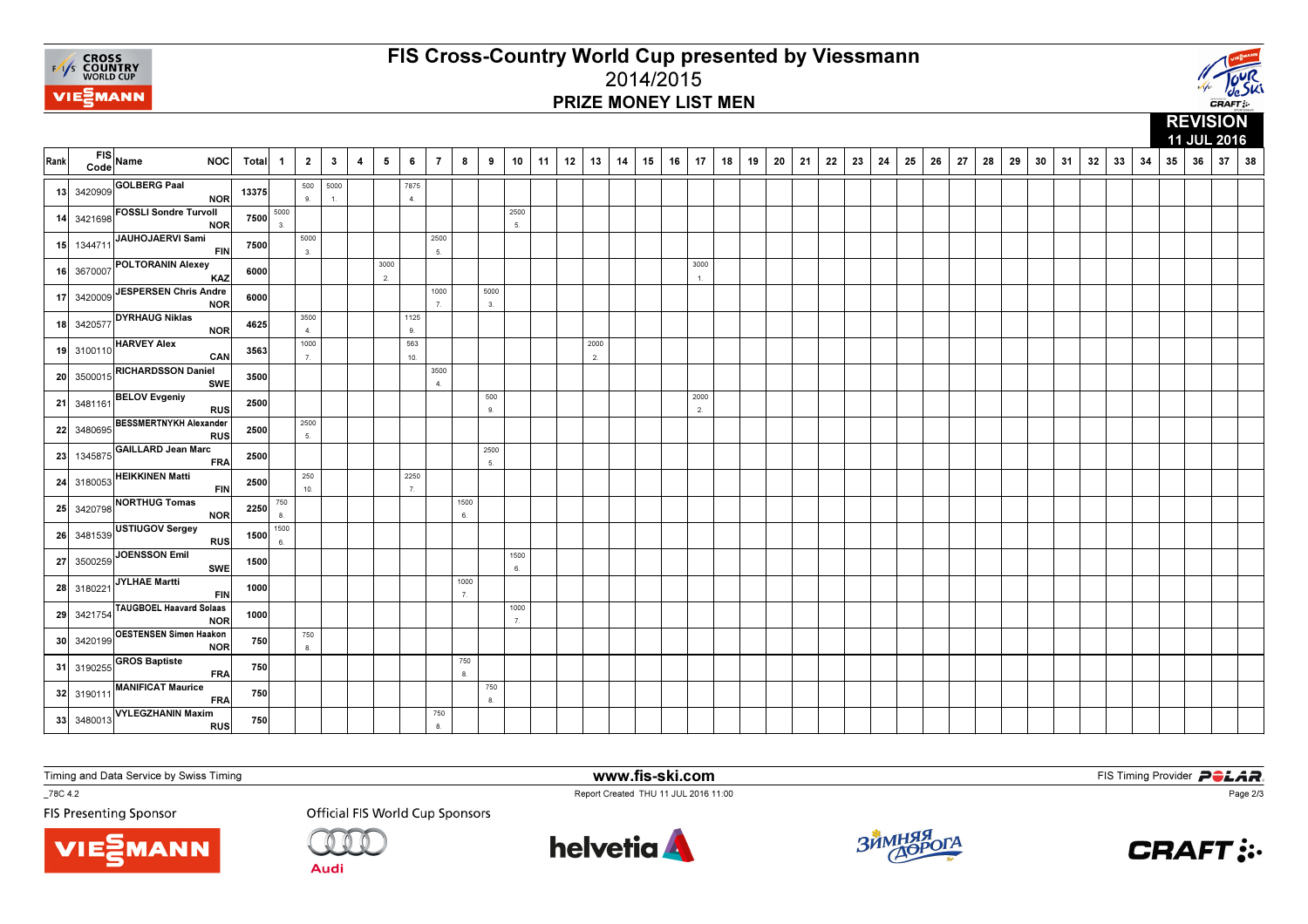# FIS Cross-Country World Cup presented by Viessmann
## 2014/2015
## PRIZE MONEY LIST MEN

**REVISION**
**11 JUL 2016**

| Rank | FIS Code | Name | NOC | Total | 1 | 2 | 3 | 4 | 5 | 6 | 7 | 8 | 9 | 10 | 11 | 12 | 13 | 14 | 15 | 16 | 17 | 18 | 19 | 20 | 21 | 22 | 23 | 24 | 25 | 26 | 27 | 28 | 29 | 30 | 31 | 32 | 33 | 34 | 35 | 36 | 37 | 38 |
|---|---|---|---|---|---|---|---|---|---|---|---|---|---|---|---|---|---|---|---|---|---|---|---|---|---|---|---|---|---|---|---|---|---|---|---|---|---|---|---|---|---|---|
| 13 | 3420909 | GOLBERG Paal | NOR | 13375 | | 500 9. | 5000 1. | | | 7875 4. | | | | | | | | | | | | | | | | | | | | | | | | | | | | | | | | |
| 14 | 3421698 | FOSSLI Sondre Turvoll | NOR | 7500 | 5000 3. | | | | | | | | | 2500 5. | | | | | | | | | | | | | | | | | | | | | | | | | | | | |
| 15 | 1344711 | JAUHOJAERVI Sami | FIN | 7500 | | 5000 3. | | | | | 2500 5. | | | | | | | | | | | | | | | | | | | | | | | | | | | | | | | |
| 16 | 3670007 | POLTORANIN Alexey | KAZ | 6000 | | | | | 3000 2. | | | | | | | | | | | | 3000 1. | | | | | | | | | | | | | | | | | | | | | |
| 17 | 3420009 | JESPERSEN Chris Andre | NOR | 6000 | | | | | | | 1000 7. | | 5000 3. | | | | | | | | | | | | | | | | | | | | | | | | | | | | | |
| 18 | 3420577 | DYRHAUG Niklas | NOR | 4625 | | 3500 4. | | | | 1125 9. | | | | | | | | | | | | | | | | | | | | | | | | | | | | | | | | |
| 19 | 3100110 | HARVEY Alex | CAN | 3563 | | 1000 7. | | | | 563 10. | | | | | | | 2000 2. | | | | | | | | | | | | | | | | | | | | | | | | | |
| 20 | 3500015 | RICHARDSSON Daniel | SWE | 3500 | | | | | | | 3500 4. | | | | | | | | | | | | | | | | | | | | | | | | | | | | | | | |
| 21 | 3481161 | BELOV Evgeniy | RUS | 2500 | | | | | | | | | 500 9. | | | | | | | | 2000 2. | | | | | | | | | | | | | | | | | | | | | |
| 22 | 3480695 | BESSMERTNYKH Alexander | RUS | 2500 | | 2500 5. | | | | | | | | | | | | | | | | | | | | | | | | | | | | | | | | | | | | |
| 23 | 1345875 | GAILLARD Jean Marc | FRA | 2500 | | | | | | | | | 2500 5. | | | | | | | | | | | | | | | | | | | | | | | | | | | | | |
| 24 | 3180053 | HEIKKINEN Matti | FIN | 2500 | | 250 10. | | | | 2250 7. | | | | | | | | | | | | | | | | | | | | | | | | | | | | | | | | |
| 25 | 3420798 | NORTHUG Tomas | NOR | 2250 | 750 8. | | | | | | | 1500 6. | | | | | | | | | | | | | | | | | | | | | | | | | | | | | | |
| 26 | 3481539 | USTIUGOV Sergey | RUS | 1500 | 1500 6. | | | | | | | | | | | | | | | | | | | | | | | | | | | | | | | | | | | | | |
| 27 | 3500259 | JOENSSON Emil | SWE | 1500 | | | | | | | | | | 1500 6. | | | | | | | | | | | | | | | | | | | | | | | | | | | | |
| 28 | 3180221 | JYLHAE Martti | FIN | 1000 | | | | | | | | 1000 7. | | | | | | | | | | | | | | | | | | | | | | | | | | | | | | |
| 29 | 3421754 | TAUGBOEL Haavard Solaas | NOR | 1000 | | | | | | | | | | 1000 7. | | | | | | | | | | | | | | | | | | | | | | | | | | | | |
| 30 | 3420199 | OESTENSEN Simen Haakon | NOR | 750 | | 750 8. | | | | | | | | | | | | | | | | | | | | | | | | | | | | | | | | | | | | |
| 31 | 3190255 | GROS Baptiste | FRA | 750 | | | | | | | | 750 8. | | | | | | | | | | | | | | | | | | | | | | | | | | | | | | |
| 32 | 3190111 | MANIFICAT Maurice | FRA | 750 | | | | | | | | | 750 8. | | | | | | | | | | | | | | | | | | | | | | | | | | | | | |
| 33 | 3480013 | VLEGZHANIN Maxim | RUS | 750 | | | | | | | 750 8. | | | | | | | | | | | | | | | | | | | | | | | | | | | | | | | |

Timing and Data Service by Swiss Timing

www.fis-ski.com

FIS Timing Provider POLAR

_78C 4.2

Report Created THU 11 JUL 2016 11:00

FIS Presenting Sponsor

Official FIS World Cup Sponsors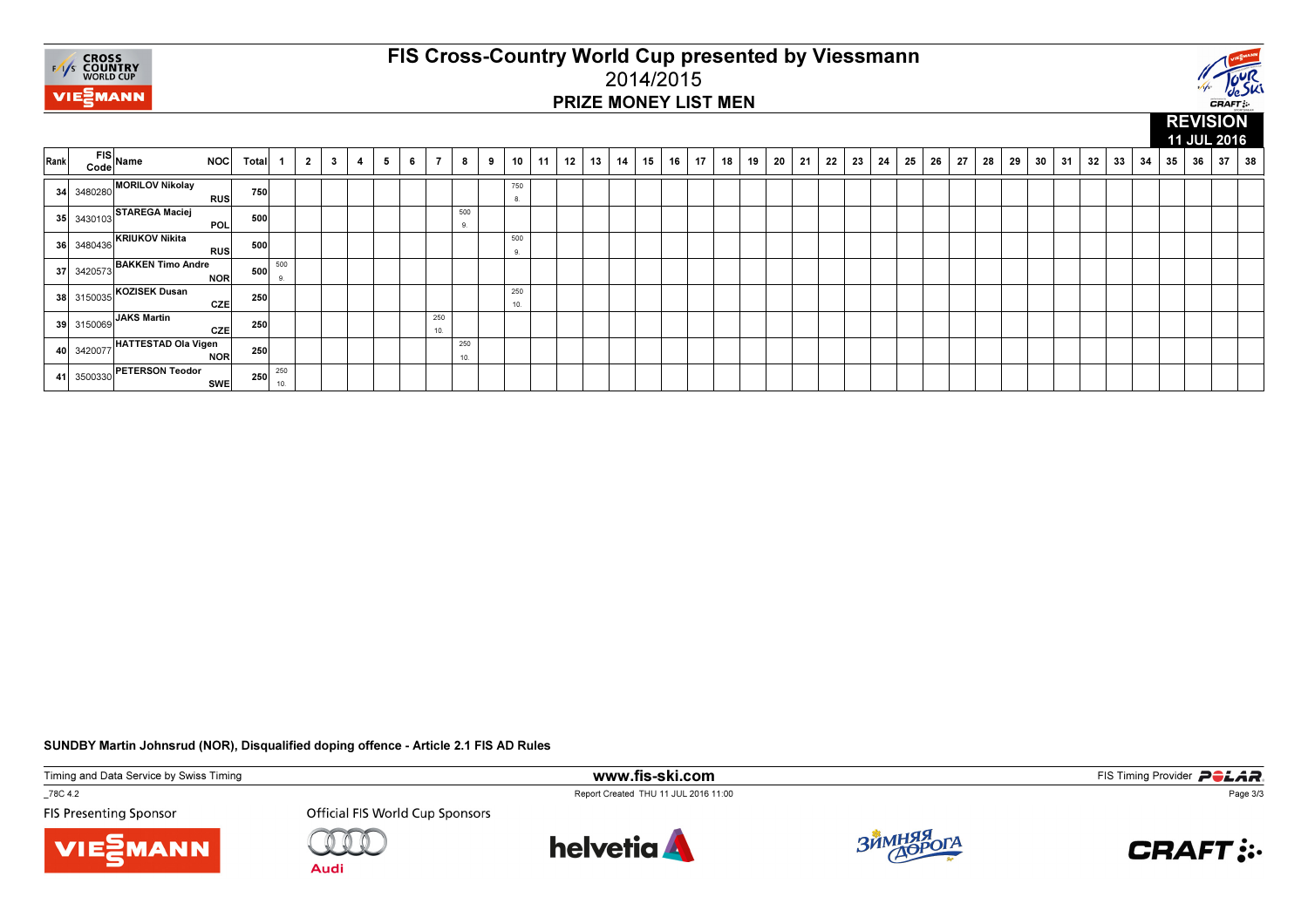# FIS Cross-Country World Cup presented by Viessmann

## 2014/2015

## PRIZE MONEY LIST MEN

**REVISION 11 JUL 2016**

| Rank | FIS Code | Name | NOC | Total | 1 | 2 | 3 | 4 | 5 | 6 | 7 | 8 | 9 | 10 | 11 | 12 | 13 | 14 | 15 | 16 | 17 | 18 | 19 | 20 | 21 | 22 | 23 | 24 | 25 | 26 | 27 | 28 | 29 | 30 | 31 | 32 | 33 | 34 | 35 | 36 | 37 | 38 |
|---|---|---|---|---|---|---|---|---|---|---|---|---|---|---|---|---|---|---|---|---|---|---|---|---|---|---|---|---|---|---|---|---|---|---|---|---|---|---|---|---|---|---|
| 34 | 3480280 | MORILOV Nikolay | RUS | 750 | | | | | | | | | | 750 8. | | | | | | | | | | | | | | | | | | | | | | | | | | | | |
| 35 | 3430103 | STAREGA Maciej | POL | 500 | | | | | | | | 500 9. | | | | | | | | | | | | | | | | | | | | | | | | | | | | | | |
| 36 | 3480436 | KRIUKOV Nikita | RUS | 500 | | | | | | | | | | 500 9. | | | | | | | | | | | | | | | | | | | | | | | | | | | | |
| 37 | 3420573 | BAKKEN Timo Andre | NOR | 500 | 500 9. | | | | | | | | | | | | | | | | | | | | | | | | | | | | | | | | | | | | | |
| 38 | 3150035 | KOZISEK Dusan | CZE | 250 | | | | | | | | | | 250 10. | | | | | | | | | | | | | | | | | | | | | | | | | | | | |
| 39 | 3150069 | JAKS Martin | CZE | 250 | | | | | | | 250 10. | | | | | | | | | | | | | | | | | | | | | | | | | | | | | | | |
| 40 | 3420077 | HATTESTAD Ola Vigen | NOR | 250 | | | | | | | | 250 10. | | | | | | | | | | | | | | | | | | | | | | | | | | | | | | |
| 41 | 3500330 | PETERSON Teodor | SWE | 250 | 250 10. | | | | | | | | | | | | | | | | | | | | | | | | | | | | | | | | | | | | | |

**SUNDBY Martin Johnsrud (NOR), Disqualified doping offence - Article 2.1 FIS AD Rules**